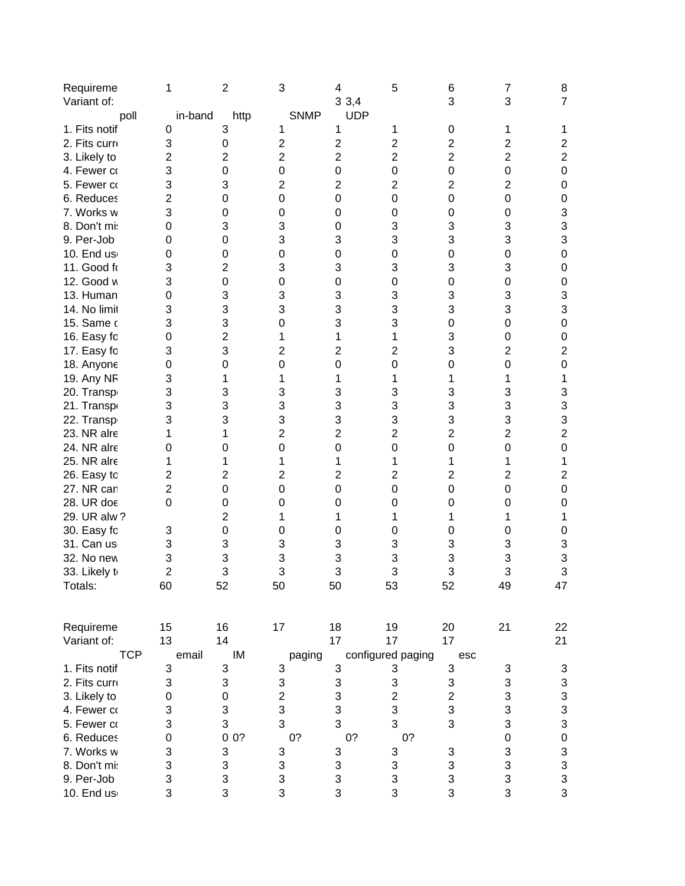| Requireme | 1 | 2 | 3 | 4 | 5 | 6 | 7 | 8 |
|---|---|---|---|---|---|---|---|---|
| Variant of: | | | | 3 | 3,4 | 3 | 3 | 7 |
| | poll | in-band | http | SNMP | UDP | | | |
| 1. Fits notif | 0 | 3 | 1 | 1 | 1 | 0 | 1 | 1 |
| 2. Fits curr | 3 | 0 | 2 | 2 | 2 | 2 | 2 | 2 |
| 3. Likely to | 2 | 2 | 2 | 2 | 2 | 2 | 2 | 2 |
| 4. Fewer co | 3 | 0 | 0 | 0 | 0 | 0 | 0 | 0 |
| 5. Fewer co | 3 | 3 | 2 | 2 | 2 | 2 | 2 | 0 |
| 6. Reduces | 2 | 0 | 0 | 0 | 0 | 0 | 0 | 0 |
| 7. Works w | 3 | 0 | 0 | 0 | 0 | 0 | 0 | 3 |
| 8. Don't mis | 0 | 3 | 3 | 0 | 3 | 3 | 3 | 3 |
| 9. Per-Job | 0 | 0 | 3 | 3 | 3 | 3 | 3 | 3 |
| 10. End us | 0 | 0 | 0 | 0 | 0 | 0 | 0 | 0 |
| 11. Good fo | 3 | 2 | 3 | 3 | 3 | 3 | 3 | 0 |
| 12. Good w | 3 | 0 | 0 | 0 | 0 | 0 | 0 | 0 |
| 13. Human | 0 | 3 | 3 | 3 | 3 | 3 | 3 | 3 |
| 14. No limit | 3 | 3 | 3 | 3 | 3 | 3 | 3 | 3 |
| 15. Same c | 3 | 3 | 0 | 3 | 3 | 0 | 0 | 0 |
| 16. Easy fo | 0 | 2 | 1 | 1 | 1 | 3 | 0 | 0 |
| 17. Easy fo | 3 | 3 | 2 | 2 | 2 | 3 | 2 | 2 |
| 18. Anyone | 0 | 0 | 0 | 0 | 0 | 0 | 0 | 0 |
| 19. Any NR | 3 | 1 | 1 | 1 | 1 | 1 | 1 | 1 |
| 20. Transp | 3 | 3 | 3 | 3 | 3 | 3 | 3 | 3 |
| 21. Transp | 3 | 3 | 3 | 3 | 3 | 3 | 3 | 3 |
| 22. Transp | 3 | 3 | 3 | 3 | 3 | 3 | 3 | 3 |
| 23. NR alre | 1 | 1 | 2 | 2 | 2 | 2 | 2 | 2 |
| 24. NR alre | 0 | 0 | 0 | 0 | 0 | 0 | 0 | 0 |
| 25. NR alre | 1 | 1 | 1 | 1 | 1 | 1 | 1 | 1 |
| 26. Easy to | 2 | 2 | 2 | 2 | 2 | 2 | 2 | 2 |
| 27. NR can | 2 | 0 | 0 | 0 | 0 | 0 | 0 | 0 |
| 28. UR doe | 0 | 0 | 0 | 0 | 0 | 0 | 0 | 0 |
| 29. UR alw | ? | 2 | 1 | 1 | 1 | 1 | 1 | 1 |
| 30. Easy fo | 3 | 0 | 0 | 0 | 0 | 0 | 0 | 0 |
| 31. Can us | 3 | 3 | 3 | 3 | 3 | 3 | 3 | 3 |
| 32. No new | 3 | 3 | 3 | 3 | 3 | 3 | 3 | 3 |
| 33. Likely t | 2 | 3 | 3 | 3 | 3 | 3 | 3 | 3 |
| Totals: | 60 | 52 | 50 | 50 | 53 | 52 | 49 | 47 |

| Requireme | 15 | 16 | 17 | 18 | 19 | 20 | 21 | 22 |
|---|---|---|---|---|---|---|---|---|
| Variant of: | 13 | 14 | | 17 | 17 | 17 | | 21 |
| | TCP | email | IM | paging | configured paging | | esc | |
| 1. Fits notif | 3 | 3 | 3 | 3 | 3 | 3 | 3 | 3 |
| 2. Fits curr | 3 | 3 | 3 | 3 | 3 | 3 | 3 | 3 |
| 3. Likely to | 0 | 0 | 2 | 3 | 2 | 2 | 3 | 3 |
| 4. Fewer co | 3 | 3 | 3 | 3 | 3 | 3 | 3 | 3 |
| 5. Fewer co | 3 | 3 | 3 | 3 | 3 | 3 | 3 | 3 |
| 6. Reduces | 0 | 0 | 0? | 0? | 0? | 0? | 0 | 0 |
| 7. Works w | 3 | 3 | 3 | 3 | 3 | 3 | 3 | 3 |
| 8. Don't mis | 3 | 3 | 3 | 3 | 3 | 3 | 3 | 3 |
| 9. Per-Job | 3 | 3 | 3 | 3 | 3 | 3 | 3 | 3 |
| 10. End us | 3 | 3 | 3 | 3 | 3 | 3 | 3 | 3 |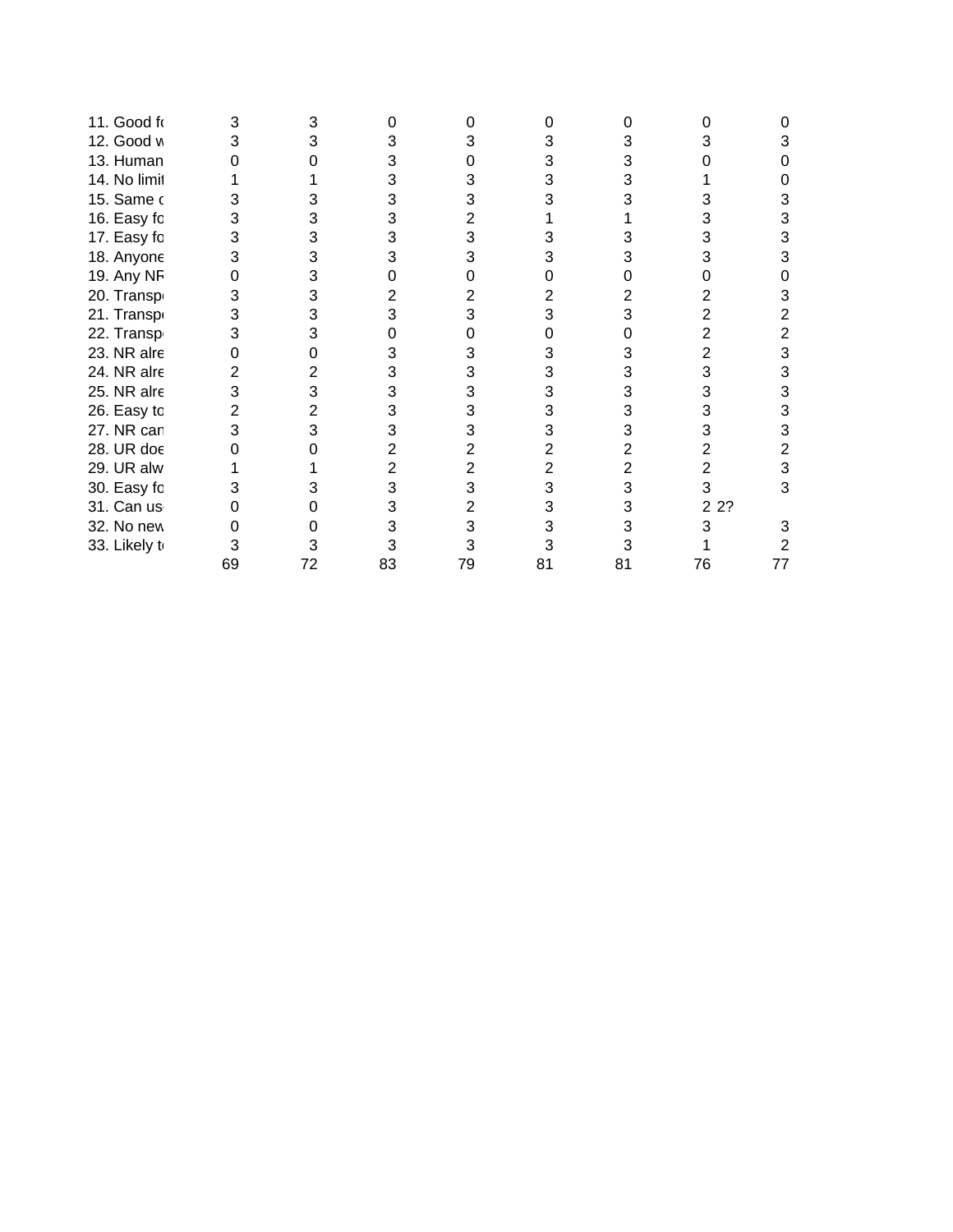| | | | | | | | | |
|---|---|---|---|---|---|---|---|---|
| 11. Good fo | 3 | 3 | 0 | 0 | 0 | 0 | 0 | 0 |
| 12. Good w | 3 | 3 | 3 | 3 | 3 | 3 | 3 | 3 |
| 13. Human | 0 | 0 | 3 | 0 | 3 | 3 | 0 | 0 |
| 14. No limit | 1 | 1 | 3 | 3 | 3 | 3 | 1 | 0 |
| 15. Same c | 3 | 3 | 3 | 3 | 3 | 3 | 3 | 3 |
| 16. Easy fo | 3 | 3 | 3 | 2 | 1 | 1 | 3 | 3 |
| 17. Easy fo | 3 | 3 | 3 | 3 | 3 | 3 | 3 | 3 |
| 18. Anyone | 3 | 3 | 3 | 3 | 3 | 3 | 3 | 3 |
| 19. Any NF | 0 | 3 | 0 | 0 | 0 | 0 | 0 | 0 |
| 20. Transp | 3 | 3 | 2 | 2 | 2 | 2 | 2 | 3 |
| 21. Transp | 3 | 3 | 3 | 3 | 3 | 3 | 2 | 2 |
| 22. Transp | 3 | 3 | 0 | 0 | 0 | 0 | 2 | 2 |
| 23. NR alre | 0 | 0 | 3 | 3 | 3 | 3 | 2 | 3 |
| 24. NR alre | 2 | 2 | 3 | 3 | 3 | 3 | 3 | 3 |
| 25. NR alre | 3 | 3 | 3 | 3 | 3 | 3 | 3 | 3 |
| 26. Easy to | 2 | 2 | 3 | 3 | 3 | 3 | 3 | 3 |
| 27. NR can | 3 | 3 | 3 | 3 | 3 | 3 | 3 | 3 |
| 28. UR doe | 0 | 0 | 2 | 2 | 2 | 2 | 2 | 2 |
| 29. UR alw | 1 | 1 | 2 | 2 | 2 | 2 | 2 | 3 |
| 30. Easy fo | 3 | 3 | 3 | 3 | 3 | 3 | 3 | 3 |
| 31. Can us | 0 | 0 | 3 | 2 | 3 | 3 | 2 2? | |
| 32. No new | 0 | 0 | 3 | 3 | 3 | 3 | 3 | 3 |
| 33. Likely t | 3 | 3 | 3 | 3 | 3 | 3 | 1 | 2 |
| | 69 | 72 | 83 | 79 | 81 | 81 | 76 | 77 |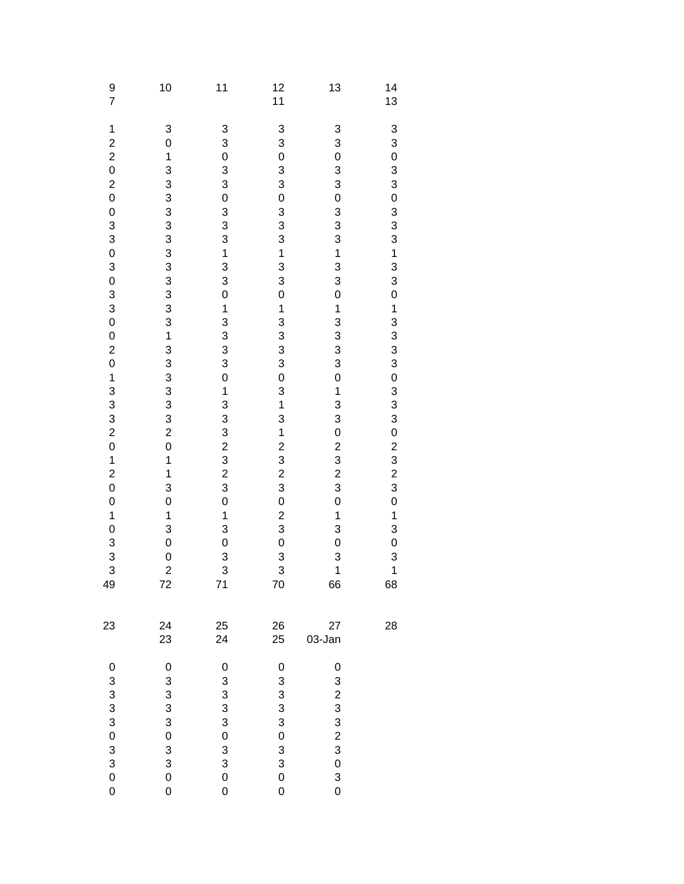| 9 | 10 | 11 | 12 | 13 | 14 |
|---|---|---|---|---|---|
| 7 | | | 11 | | 13 |
| | | | | | |
| 1 | 3 | 3 | 3 | 3 | 3 |
| 2 | 0 | 3 | 3 | 3 | 3 |
| 2 | 1 | 0 | 0 | 0 | 0 |
| 0 | 3 | 3 | 3 | 3 | 3 |
| 2 | 3 | 3 | 3 | 3 | 3 |
| 0 | 3 | 0 | 0 | 0 | 0 |
| 0 | 3 | 3 | 3 | 3 | 3 |
| 3 | 3 | 3 | 3 | 3 | 3 |
| 3 | 3 | 3 | 3 | 3 | 3 |
| 0 | 3 | 1 | 1 | 1 | 1 |
| 3 | 3 | 3 | 3 | 3 | 3 |
| 0 | 3 | 3 | 3 | 3 | 3 |
| 3 | 3 | 0 | 0 | 0 | 0 |
| 3 | 3 | 1 | 1 | 1 | 1 |
| 0 | 3 | 3 | 3 | 3 | 3 |
| 0 | 1 | 3 | 3 | 3 | 3 |
| 2 | 3 | 3 | 3 | 3 | 3 |
| 0 | 3 | 3 | 3 | 3 | 3 |
| 1 | 3 | 0 | 0 | 0 | 0 |
| 3 | 3 | 1 | 3 | 1 | 3 |
| 3 | 3 | 3 | 1 | 3 | 3 |
| 3 | 3 | 3 | 3 | 3 | 3 |
| 2 | 2 | 3 | 1 | 0 | 0 |
| 0 | 0 | 2 | 2 | 2 | 2 |
| 1 | 1 | 3 | 3 | 3 | 3 |
| 2 | 1 | 2 | 2 | 2 | 2 |
| 0 | 3 | 3 | 3 | 3 | 3 |
| 0 | 0 | 0 | 0 | 0 | 0 |
| 1 | 1 | 1 | 2 | 1 | 1 |
| 0 | 3 | 3 | 3 | 3 | 3 |
| 3 | 0 | 0 | 0 | 0 | 0 |
| 3 | 0 | 3 | 3 | 3 | 3 |
| 3 | 2 | 3 | 3 | 1 | 1 |
| 49 | 72 | 71 | 70 | 66 | 68 |

| 23 | 24 | 25 | 26 | 27 | 28 |
|---|---|---|---|---|---|
| | 23 | 24 | 25 | 03-Jan | |
| | | | | | |
| 0 | 0 | 0 | 0 | 0 | |
| 3 | 3 | 3 | 3 | 3 | |
| 3 | 3 | 3 | 3 | 2 | |
| 3 | 3 | 3 | 3 | 3 | |
| 3 | 3 | 3 | 3 | 3 | |
| 0 | 0 | 0 | 0 | 2 | |
| 3 | 3 | 3 | 3 | 3 | |
| 3 | 3 | 3 | 3 | 0 | |
| 0 | 0 | 0 | 0 | 3 | |
| 0 | 0 | 0 | 0 | 0 | |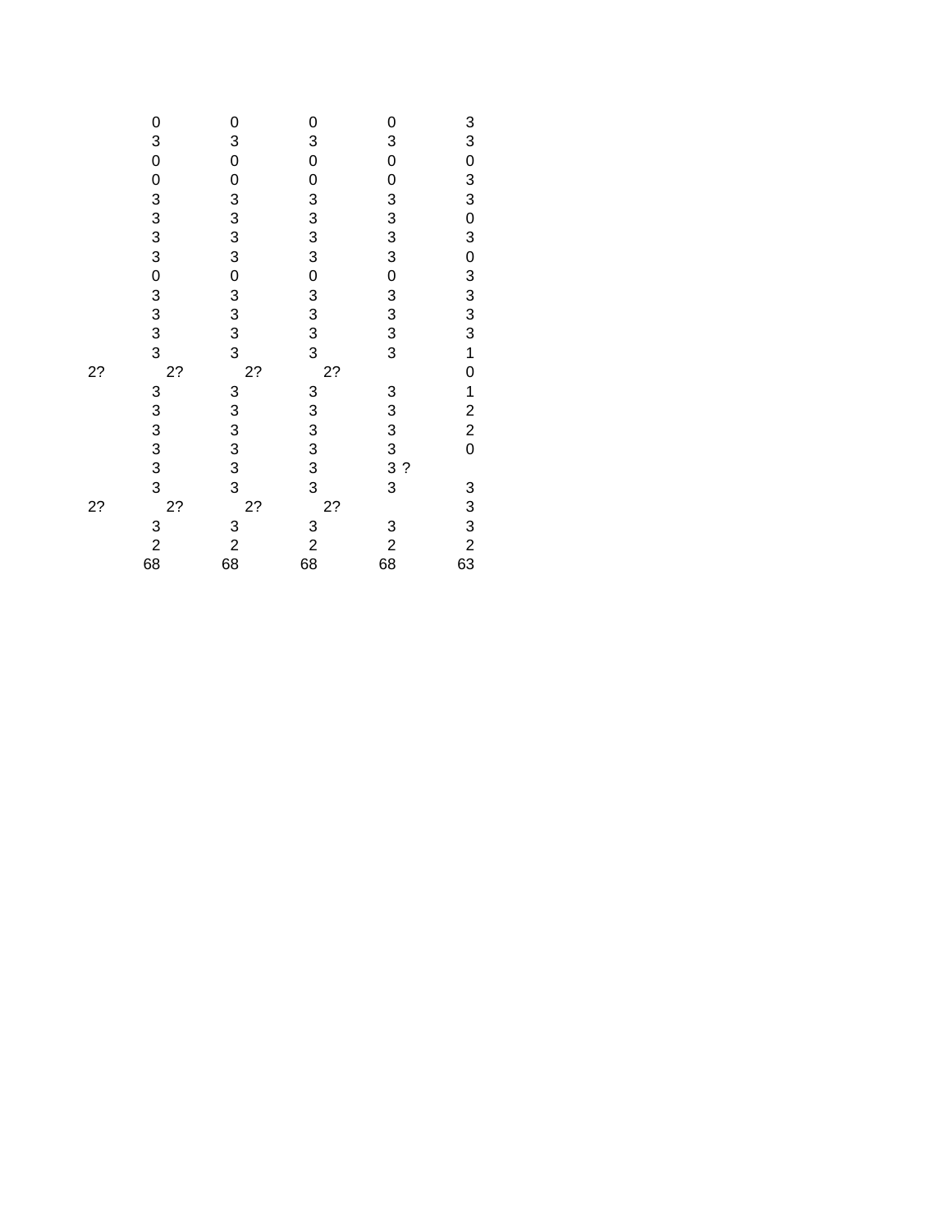| | | | | |
|---|---|---|---|---|
| 0 | 0 | 0 | 0 | 3 |
| 3 | 3 | 3 | 3 | 3 |
| 0 | 0 | 0 | 0 | 0 |
| 0 | 0 | 0 | 0 | 3 |
| 3 | 3 | 3 | 3 | 3 |
| 3 | 3 | 3 | 3 | 0 |
| 3 | 3 | 3 | 3 | 3 |
| 3 | 3 | 3 | 3 | 0 |
| 0 | 0 | 0 | 0 | 3 |
| 3 | 3 | 3 | 3 | 3 |
| 3 | 3 | 3 | 3 | 3 |
| 3 | 3 | 3 | 3 | 3 |
| 3 | 3 | 3 | 3 | 1 |
| 2? | 2? | 2? | 2? | 0 |
| 3 | 3 | 3 | 3 | 1 |
| 3 | 3 | 3 | 3 | 2 |
| 3 | 3 | 3 | 3 | 2 |
| 3 | 3 | 3 | 3 | 0 |
| 3 | 3 | 3 | 3 | ? |
| 3 | 3 | 3 | 3 | 3 |
| 2? | 2? | 2? | 2? | 3 |
| 3 | 3 | 3 | 3 | 3 |
| 2 | 2 | 2 | 2 | 2 |
| 68 | 68 | 68 | 68 | 63 |